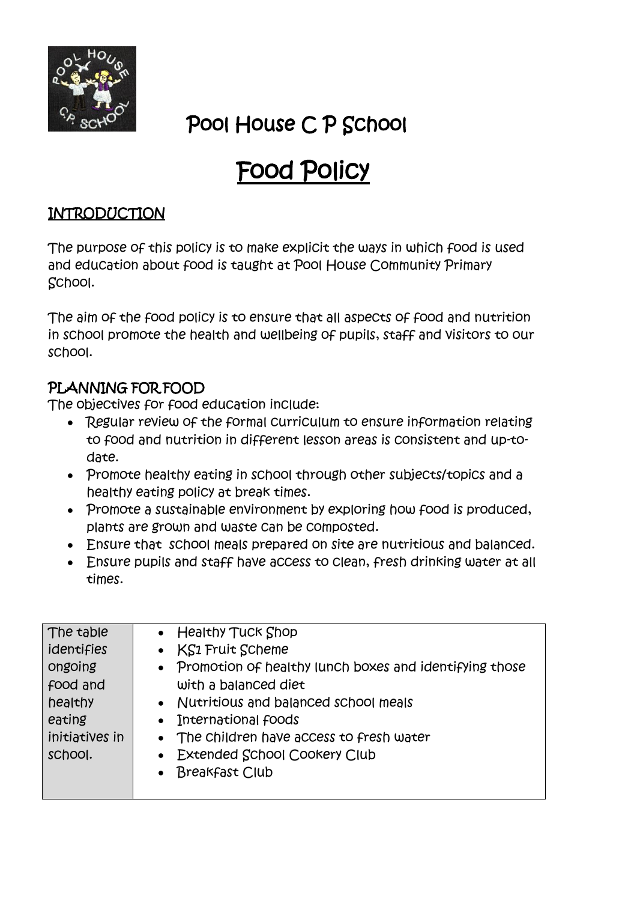# Pool House C P School

# Food Policy

## INTRODUCTION

The purpose of this policy is to make explicit the ways in which food is used and education about food is taught at Pool House Community Primary School.

The aim of the food policy is to ensure that all aspects of food and nutrition in school promote the health and wellbeing of pupils, staff and visitors to our school.

## PLANNING FOR FOOD

The objectives for food education include:

- Regular review of the formal curriculum to ensure information relating to food and nutrition in different lesson areas is consistent and up-to-date.
- Promote healthy eating in school through other subjects/topics and a healthy eating policy at break times.
- Promote a sustainable environment by exploring how food is produced, plants are grown and waste can be composted.
- Ensure that school meals prepared on site are nutritious and balanced.
- Ensure pupils and staff have access to clean, fresh drinking water at all times.

| The table identifies ongoing food and healthy eating initiatives in school. | • Healthy Tuck Shop<br>• KS1 Fruit Scheme<br>• Promotion of healthy lunch boxes and identifying those with a balanced diet<br>• Nutritious and balanced school meals<br>• International foods<br>• The children have access to fresh water<br>• Extended School Cookery Club<br>• Breakfast Club |
|---|---|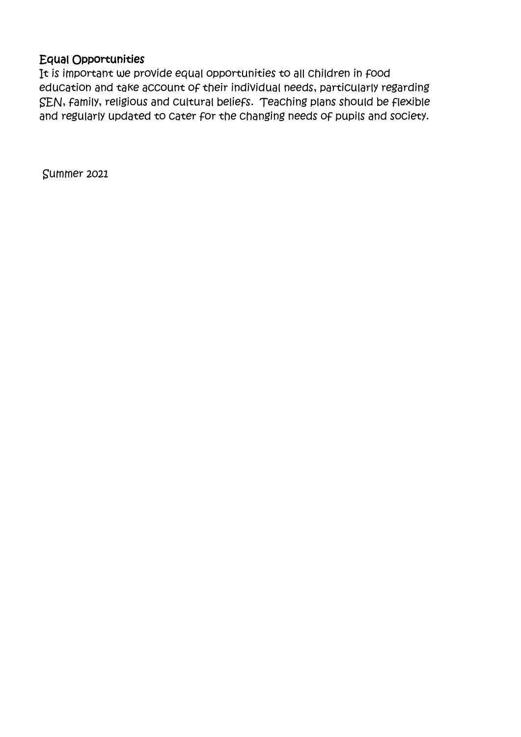## Equal Opportunities

It is important we provide equal opportunities to all children in food education and take account of their individual needs, particularly regarding SEN, family, religious and cultural beliefs. Teaching plans should be flexible and regularly updated to cater for the changing needs of pupils and society.

Summer 2021